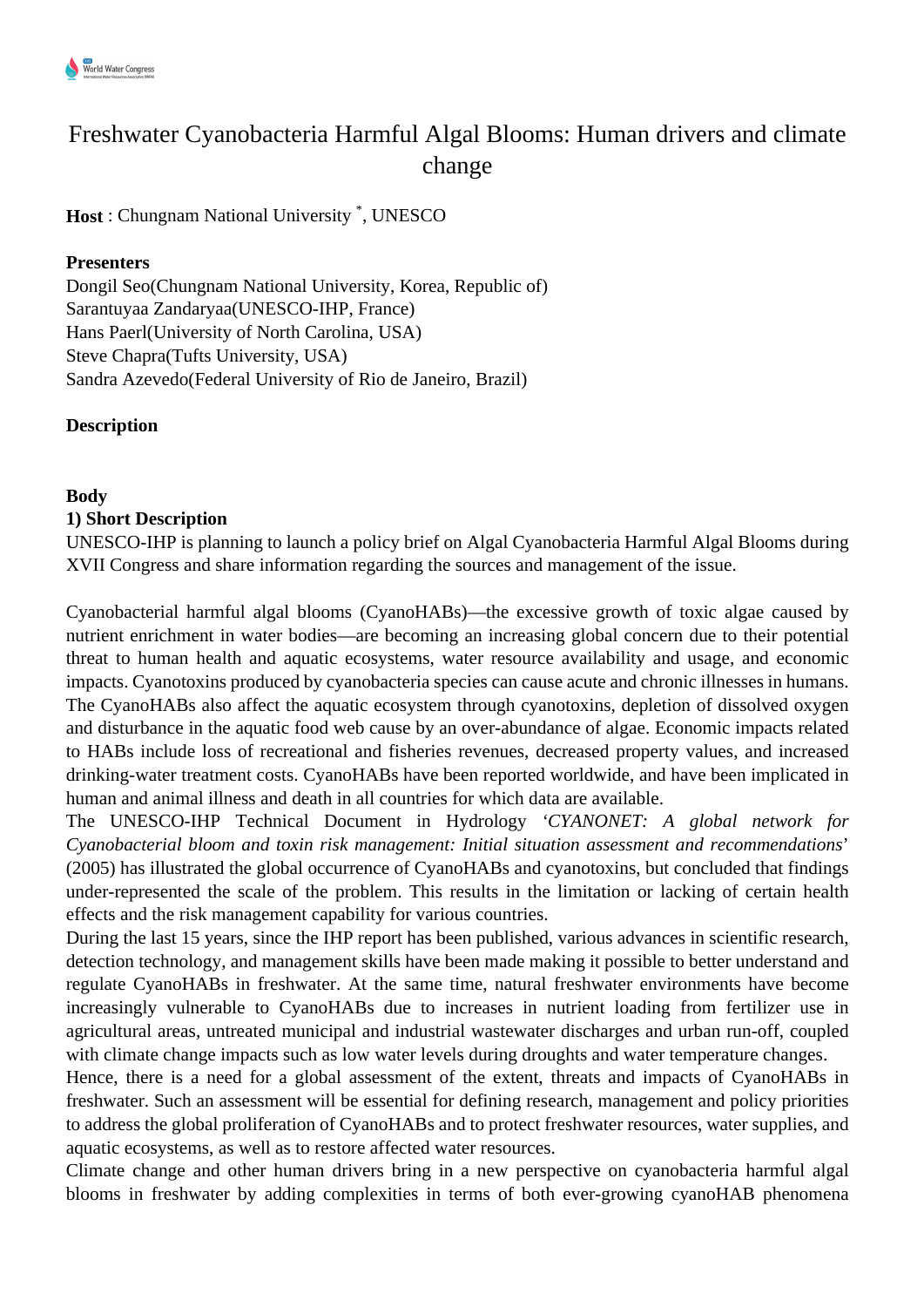# Freshwater Cyanobacteria Harmful Algal Blooms: Human drivers and climate change

**Host** : Chungnam National University *, UNESCO

**Presenters**

Dongil Seo(Chungnam National University, Korea, Republic of)
Sarantuyaa Zandaryaa(UNESCO-IHP, France)
Hans Paerl(University of North Carolina, USA)
Steve Chapra(Tufts University, USA)
Sandra Azevedo(Federal University of Rio de Janeiro, Brazil)

**Description**

**Body**

**1) Short Description**

UNESCO-IHP is planning to launch a policy brief on Algal Cyanobacteria Harmful Algal Blooms during XVII Congress and share information regarding the sources and management of the issue.

Cyanobacterial harmful algal blooms (CyanoHABs)—the excessive growth of toxic algae caused by nutrient enrichment in water bodies—are becoming an increasing global concern due to their potential threat to human health and aquatic ecosystems, water resource availability and usage, and economic impacts. Cyanotoxins produced by cyanobacteria species can cause acute and chronic illnesses in humans. The CyanoHABs also affect the aquatic ecosystem through cyanotoxins, depletion of dissolved oxygen and disturbance in the aquatic food web cause by an over-abundance of algae. Economic impacts related to HABs include loss of recreational and fisheries revenues, decreased property values, and increased drinking-water treatment costs. CyanoHABs have been reported worldwide, and have been implicated in human and animal illness and death in all countries for which data are available.

The UNESCO-IHP Technical Document in Hydrology '*CYANONET: A global network for Cyanobacterial bloom and toxin risk management: Initial situation assessment and recommendations*' (2005) has illustrated the global occurrence of CyanoHABs and cyanotoxins, but concluded that findings under-represented the scale of the problem. This results in the limitation or lacking of certain health effects and the risk management capability for various countries.

During the last 15 years, since the IHP report has been published, various advances in scientific research, detection technology, and management skills have been made making it possible to better understand and regulate CyanoHABs in freshwater. At the same time, natural freshwater environments have become increasingly vulnerable to CyanoHABs due to increases in nutrient loading from fertilizer use in agricultural areas, untreated municipal and industrial wastewater discharges and urban run-off, coupled with climate change impacts such as low water levels during droughts and water temperature changes.

Hence, there is a need for a global assessment of the extent, threats and impacts of CyanoHABs in freshwater. Such an assessment will be essential for defining research, management and policy priorities to address the global proliferation of CyanoHABs and to protect freshwater resources, water supplies, and aquatic ecosystems, as well as to restore affected water resources.

Climate change and other human drivers bring in a new perspective on cyanobacteria harmful algal blooms in freshwater by adding complexities in terms of both ever-growing cyanoHAB phenomena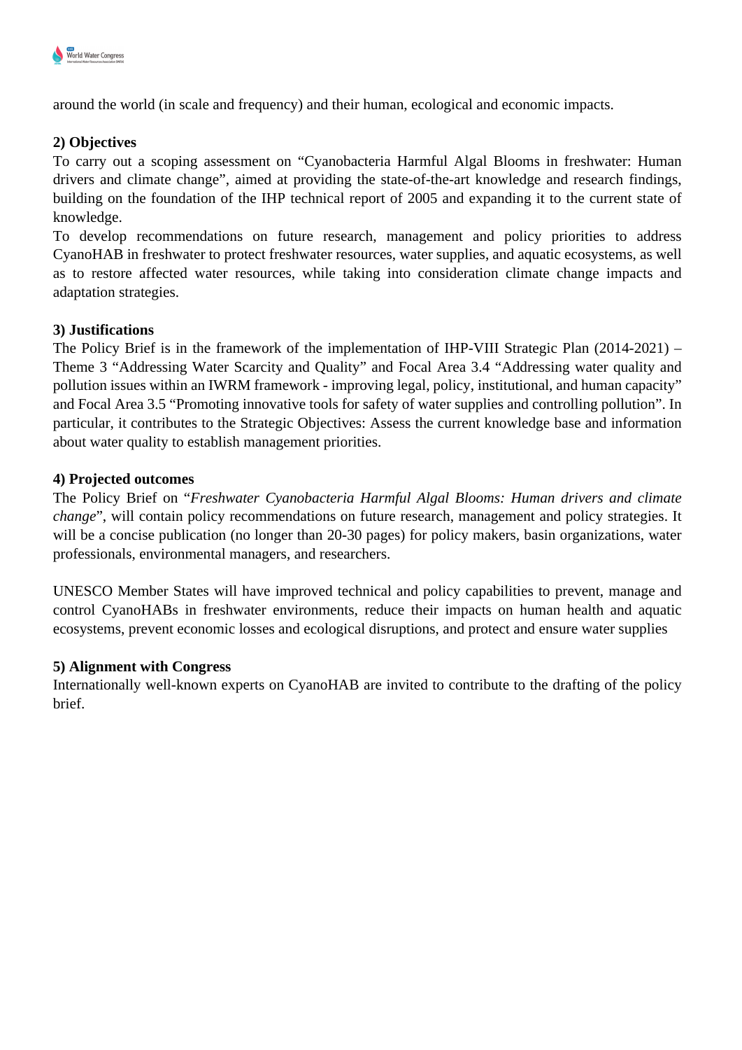around the world (in scale and frequency) and their human, ecological and economic impacts.

**2) Objectives**

To carry out a scoping assessment on "Cyanobacteria Harmful Algal Blooms in freshwater: Human drivers and climate change", aimed at providing the state-of-the-art knowledge and research findings, building on the foundation of the IHP technical report of 2005 and expanding it to the current state of knowledge.

To develop recommendations on future research, management and policy priorities to address CyanoHAB in freshwater to protect freshwater resources, water supplies, and aquatic ecosystems, as well as to restore affected water resources, while taking into consideration climate change impacts and adaptation strategies.

**3) Justifications**

The Policy Brief is in the framework of the implementation of IHP-VIII Strategic Plan (2014-2021) – Theme 3 "Addressing Water Scarcity and Quality" and Focal Area 3.4 "Addressing water quality and pollution issues within an IWRM framework - improving legal, policy, institutional, and human capacity" and Focal Area 3.5 "Promoting innovative tools for safety of water supplies and controlling pollution". In particular, it contributes to the Strategic Objectives: Assess the current knowledge base and information about water quality to establish management priorities.

**4) Projected outcomes**

The Policy Brief on "*Freshwater Cyanobacteria Harmful Algal Blooms: Human drivers and climate change*", will contain policy recommendations on future research, management and policy strategies. It will be a concise publication (no longer than 20-30 pages) for policy makers, basin organizations, water professionals, environmental managers, and researchers.

UNESCO Member States will have improved technical and policy capabilities to prevent, manage and control CyanoHABs in freshwater environments, reduce their impacts on human health and aquatic ecosystems, prevent economic losses and ecological disruptions, and protect and ensure water supplies

**5) Alignment with Congress**

Internationally well-known experts on CyanoHAB are invited to contribute to the drafting of the policy brief.